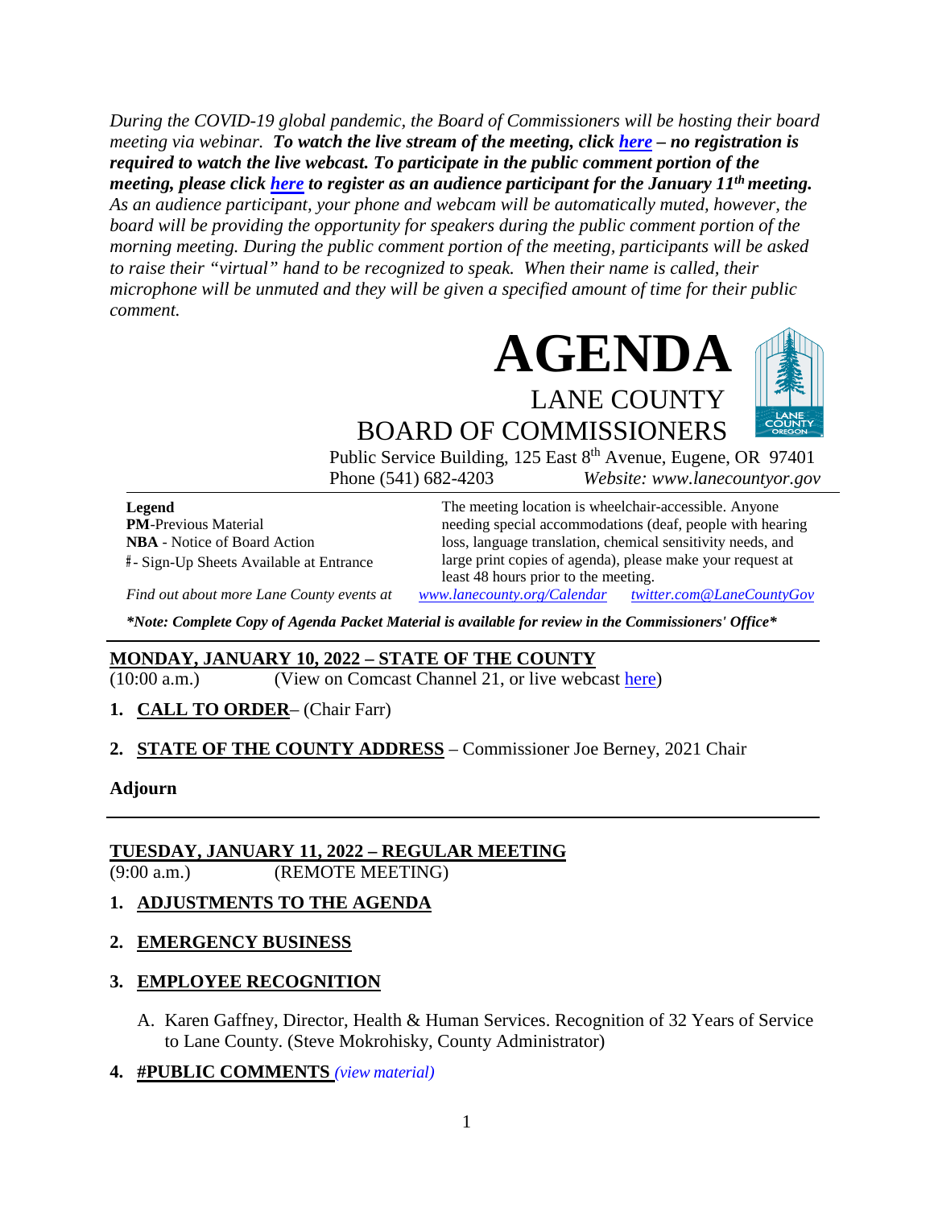*During the COVID-19 global pandemic, the Board of Commissioners will be hosting their board meeting via webinar.* ***To watch the live stream of the meeting, click here – no registration is required to watch the live webcast. To participate in the public comment portion of the meeting, please click here to register as an audience participant for the January 11th meeting.*** *As an audience participant, your phone and webcam will be automatically muted, however, the board will be providing the opportunity for speakers during the public comment portion of the morning meeting. During the public comment portion of the meeting, participants will be asked to raise their "virtual" hand to be recognized to speak. When their name is called, their microphone will be unmuted and they will be given a specified amount of time for their public comment.*

# AGENDA

## LANE COUNTY BOARD OF COMMISSIONERS

Public Service Building, 125 East 8th Avenue, Eugene, OR 97401
Phone (541) 682-4203 *Website: www.lanecountyor.gov*

**Legend**
**PM**-Previous Material
**NBA** - Notice of Board Action
#- Sign-Up Sheets Available at Entrance

The meeting location is wheelchair-accessible. Anyone needing special accommodations (deaf, people with hearing loss, language translation, chemical sensitivity needs, and large print copies of agenda), please make your request at least 48 hours prior to the meeting.

*Find out about more Lane County events at* *www.lanecounty.org/Calendar* *twitter.com@LaneCountyGov*

***Note: Complete Copy of Agenda Packet Material is available for review in the Commissioners' Office***

---

### MONDAY, JANUARY 10, 2022 – STATE OF THE COUNTY

(10:00 a.m.) (View on Comcast Channel 21, or live webcast here)

1. **CALL TO ORDER**– (Chair Farr)

2. **STATE OF THE COUNTY ADDRESS** – Commissioner Joe Berney, 2021 Chair

**Adjourn**

---

### TUESDAY, JANUARY 11, 2022 – REGULAR MEETING

(9:00 a.m.) (REMOTE MEETING)

1. **ADJUSTMENTS TO THE AGENDA**

2. **EMERGENCY BUSINESS**

3. **EMPLOYEE RECOGNITION**

   A. Karen Gaffney, Director, Health & Human Services. Recognition of 32 Years of Service to Lane County. (Steve Mokrohisky, County Administrator)

4. **#PUBLIC COMMENTS** *(view material)*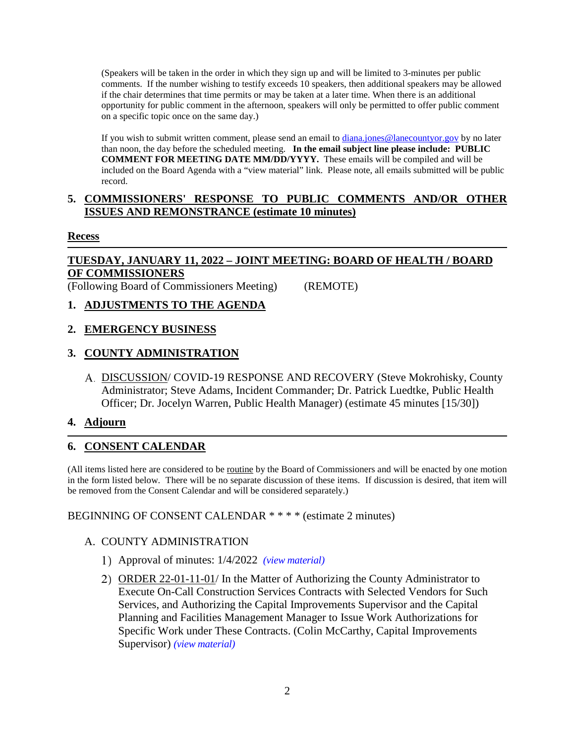(Speakers will be taken in the order in which they sign up and will be limited to 3-minutes per public comments. If the number wishing to testify exceeds 10 speakers, then additional speakers may be allowed if the chair determines that time permits or may be taken at a later time. When there is an additional opportunity for public comment in the afternoon, speakers will only be permitted to offer public comment on a specific topic once on the same day.)

If you wish to submit written comment, please send an email to diana.jones@lanecountyor.gov by no later than noon, the day before the scheduled meeting. **In the email subject line please include: PUBLIC COMMENT FOR MEETING DATE MM/DD/YYYY.** These emails will be compiled and will be included on the Board Agenda with a "view material" link. Please note, all emails submitted will be public record.

## 5. COMMISSIONERS' RESPONSE TO PUBLIC COMMENTS AND/OR OTHER ISSUES AND REMONSTRANCE (estimate 10 minutes)

**Recess**

---

## TUESDAY, JANUARY 11, 2022 – JOINT MEETING: BOARD OF HEALTH / BOARD OF COMMISSIONERS

(Following Board of Commissioners Meeting) (REMOTE)

## 1. ADJUSTMENTS TO THE AGENDA

## 2. EMERGENCY BUSINESS

## 3. COUNTY ADMINISTRATION

A. DISCUSSION/ COVID-19 RESPONSE AND RECOVERY (Steve Mokrohisky, County Administrator; Steve Adams, Incident Commander; Dr. Patrick Luedtke, Public Health Officer; Dr. Jocelyn Warren, Public Health Manager) (estimate 45 minutes [15/30])

## 4. Adjourn

---

## 6. CONSENT CALENDAR

(All items listed here are considered to be routine by the Board of Commissioners and will be enacted by one motion in the form listed below. There will be no separate discussion of these items. If discussion is desired, that item will be removed from the Consent Calendar and will be considered separately.)

BEGINNING OF CONSENT CALENDAR * * * * (estimate 2 minutes)

A. COUNTY ADMINISTRATION

1) Approval of minutes: 1/4/2022 *(view material)*

2) ORDER 22-01-11-01/ In the Matter of Authorizing the County Administrator to Execute On-Call Construction Services Contracts with Selected Vendors for Such Services, and Authorizing the Capital Improvements Supervisor and the Capital Planning and Facilities Management Manager to Issue Work Authorizations for Specific Work under These Contracts. (Colin McCarthy, Capital Improvements Supervisor) *(view material)*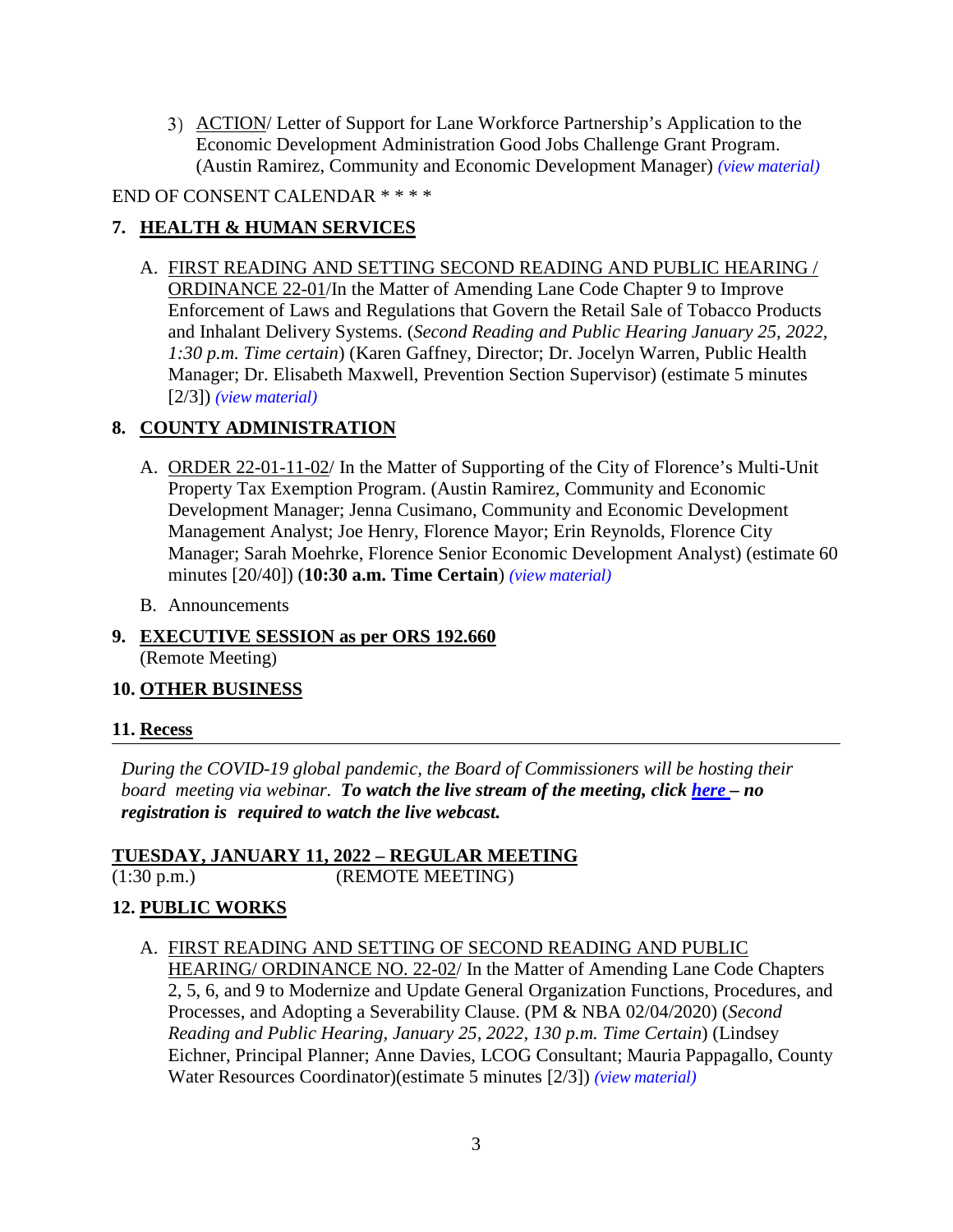3) ACTION/ Letter of Support for Lane Workforce Partnership's Application to the Economic Development Administration Good Jobs Challenge Grant Program. (Austin Ramirez, Community and Economic Development Manager) *(view material)*

END OF CONSENT CALENDAR * * * *

## 7. HEALTH & HUMAN SERVICES

A. FIRST READING AND SETTING SECOND READING AND PUBLIC HEARING / ORDINANCE 22-01/In the Matter of Amending Lane Code Chapter 9 to Improve Enforcement of Laws and Regulations that Govern the Retail Sale of Tobacco Products and Inhalant Delivery Systems. (*Second Reading and Public Hearing January 25, 2022, 1:30 p.m. Time certain*) (Karen Gaffney, Director; Dr. Jocelyn Warren, Public Health Manager; Dr. Elisabeth Maxwell, Prevention Section Supervisor) (estimate 5 minutes [2/3]) *(view material)*

## 8. COUNTY ADMINISTRATION

A. ORDER 22-01-11-02/ In the Matter of Supporting of the City of Florence's Multi-Unit Property Tax Exemption Program. (Austin Ramirez, Community and Economic Development Manager; Jenna Cusimano, Community and Economic Development Management Analyst; Joe Henry, Florence Mayor; Erin Reynolds, Florence City Manager; Sarah Moehrke, Florence Senior Economic Development Analyst) (estimate 60 minutes [20/40]) (**10:30 a.m. Time Certain**) *(view material)*

B. Announcements

## 9. EXECUTIVE SESSION as per ORS 192.660

(Remote Meeting)

## 10. OTHER BUSINESS

## 11. Recess

---

*During the COVID-19 global pandemic, the Board of Commissioners will be hosting their board meeting via webinar.* ***To watch the live stream of the meeting, click here – no registration is required to watch the live webcast.***

**TUESDAY, JANUARY 11, 2022 – REGULAR MEETING**

(1:30 p.m.) (REMOTE MEETING)

## 12. PUBLIC WORKS

A. FIRST READING AND SETTING OF SECOND READING AND PUBLIC HEARING/ ORDINANCE NO. 22-02/ In the Matter of Amending Lane Code Chapters 2, 5, 6, and 9 to Modernize and Update General Organization Functions, Procedures, and Processes, and Adopting a Severability Clause. (PM & NBA 02/04/2020) (*Second Reading and Public Hearing, January 25, 2022, 130 p.m. Time Certain*) (Lindsey Eichner, Principal Planner; Anne Davies, LCOG Consultant; Mauria Pappagallo, County Water Resources Coordinator)(estimate 5 minutes [2/3]) *(view material)*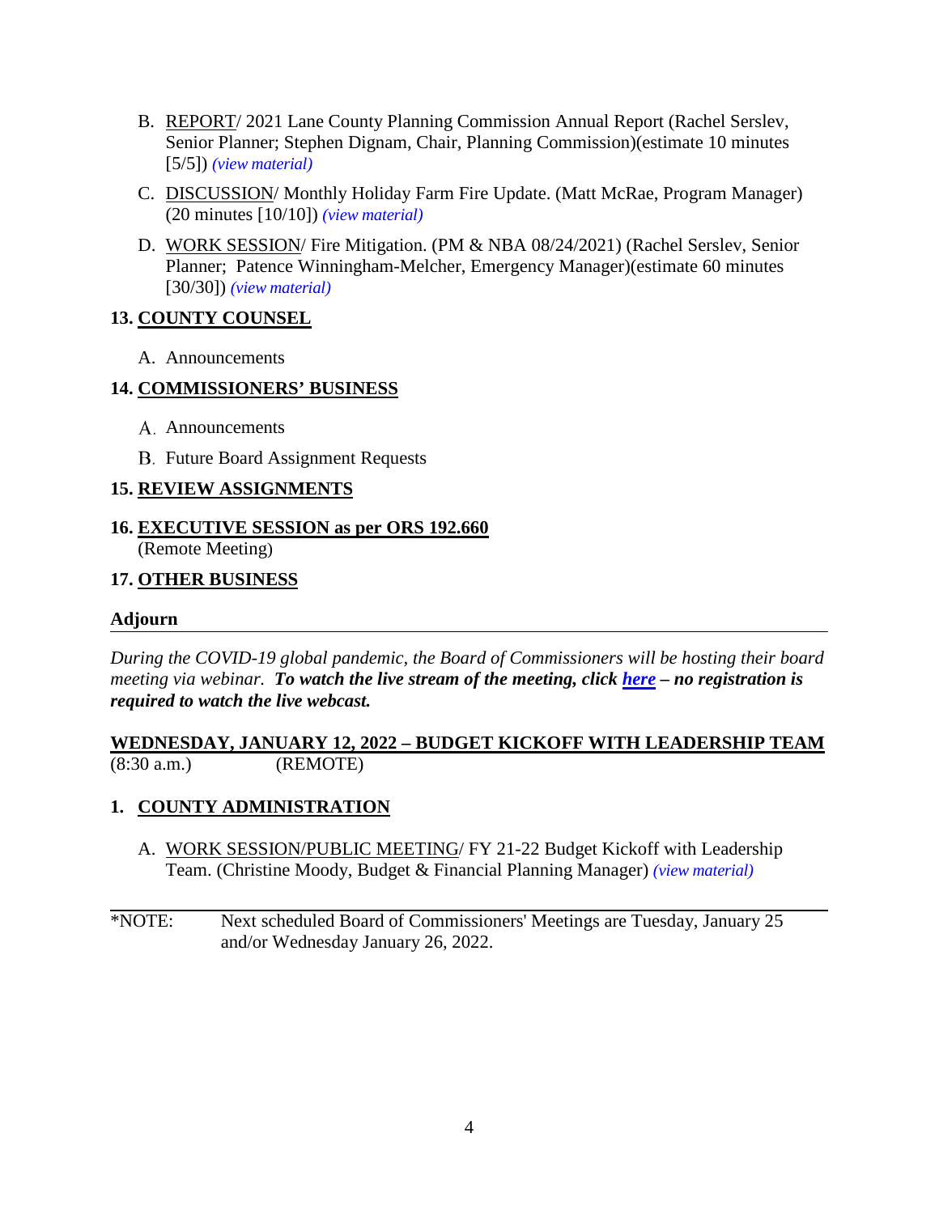B. REPORT/ 2021 Lane County Planning Commission Annual Report (Rachel Serslev, Senior Planner; Stephen Dignam, Chair, Planning Commission)(estimate 10 minutes [5/5]) *(view material)*

C. DISCUSSION/ Monthly Holiday Farm Fire Update. (Matt McRae, Program Manager) (20 minutes [10/10]) *(view material)*

D. WORK SESSION/ Fire Mitigation. (PM & NBA 08/24/2021) (Rachel Serslev, Senior Planner; Patence Winningham-Melcher, Emergency Manager)(estimate 60 minutes [30/30]) *(view material)*

**13. COUNTY COUNSEL**

A. Announcements

**14. COMMISSIONERS' BUSINESS**

A. Announcements

B. Future Board Assignment Requests

**15. REVIEW ASSIGNMENTS**

**16. EXECUTIVE SESSION as per ORS 192.660**
(Remote Meeting)

**17. OTHER BUSINESS**

**Adjourn**

---

*During the COVID-19 global pandemic, the Board of Commissioners will be hosting their board meeting via webinar.* ***To watch the live stream of the meeting, click here – no registration is required to watch the live webcast.***

**WEDNESDAY, JANUARY 12, 2022 – BUDGET KICKOFF WITH LEADERSHIP TEAM**
(8:30 a.m.) (REMOTE)

**1. COUNTY ADMINISTRATION**

A. WORK SESSION/PUBLIC MEETING/ FY 21-22 Budget Kickoff with Leadership Team. (Christine Moody, Budget & Financial Planning Manager) *(view material)*

---

*NOTE: Next scheduled Board of Commissioners' Meetings are Tuesday, January 25 and/or Wednesday January 26, 2022.